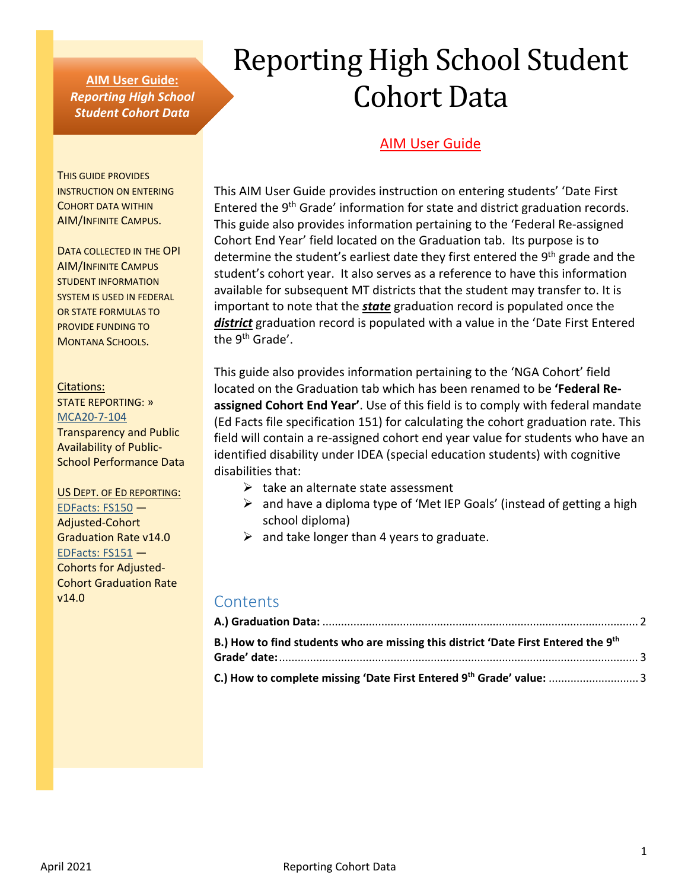**AIM User Guide:**
***Reporting High School Student Cohort Data***

THIS GUIDE PROVIDES INSTRUCTION ON ENTERING COHORT DATA WITHIN AIM/INFINITE CAMPUS.

DATA COLLECTED IN THE OPI AIM/INFINITE CAMPUS STUDENT INFORMATION SYSTEM IS USED IN FEDERAL OR STATE FORMULAS TO PROVIDE FUNDING TO MONTANA SCHOOLS.

Citations:
STATE REPORTING: » MCA20-7-104 Transparency and Public Availability of Public-School Performance Data

US DEPT. OF ED REPORTING:
EDFacts: FS150 — Adjusted-Cohort Graduation Rate v14.0
EDFacts: FS151 — Cohorts for Adjusted-Cohort Graduation Rate v14.0

# Reporting High School Student Cohort Data

AIM User Guide

This AIM User Guide provides instruction on entering students' 'Date First Entered the 9th Grade' information for state and district graduation records. This guide also provides information pertaining to the 'Federal Re-assigned Cohort End Year' field located on the Graduation tab. Its purpose is to determine the student's earliest date they first entered the 9th grade and the student's cohort year. It also serves as a reference to have this information available for subsequent MT districts that the student may transfer to. It is important to note that the ***state*** graduation record is populated once the ***district*** graduation record is populated with a value in the 'Date First Entered the 9th Grade'.

This guide also provides information pertaining to the 'NGA Cohort' field located on the Graduation tab which has been renamed to be **'Federal Re-assigned Cohort End Year'**. Use of this field is to comply with federal mandate (Ed Facts file specification 151) for calculating the cohort graduation rate. This field will contain a re-assigned cohort end year value for students who have an identified disability under IDEA (special education students) with cognitive disabilities that:

- take an alternate state assessment
- and have a diploma type of 'Met IEP Goals' (instead of getting a high school diploma)
- and take longer than 4 years to graduate.

## Contents

**A.) Graduation Data:** .......... 2

**B.) How to find students who are missing this district 'Date First Entered the 9th Grade' date:** .......... 3

**C.) How to complete missing 'Date First Entered 9th Grade' value:** .......... 3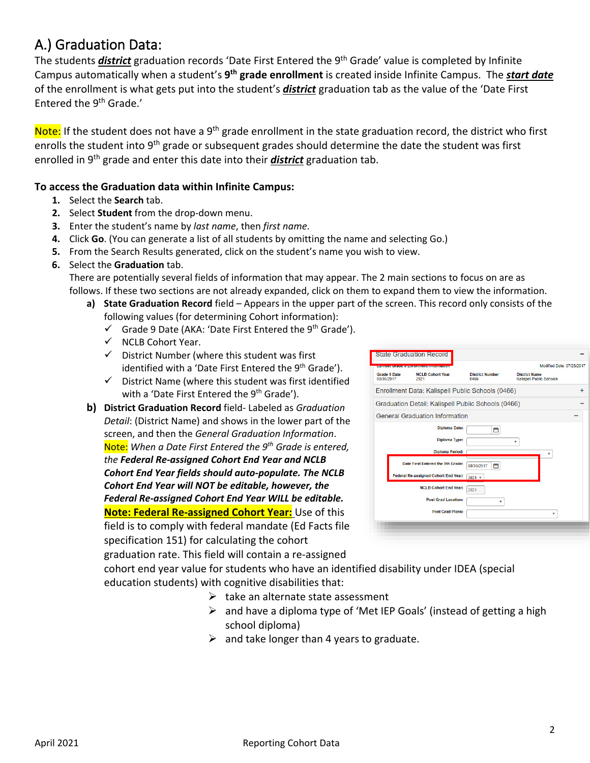# A.) Graduation Data:

The students ***district*** graduation records 'Date First Entered the 9th Grade' value is completed by Infinite Campus automatically when a student's **9th grade enrollment** is created inside Infinite Campus. The ***start date*** of the enrollment is what gets put into the student's ***district*** graduation tab as the value of the 'Date First Entered the 9th Grade.'

Note: If the student does not have a 9th grade enrollment in the state graduation record, the district who first enrolls the student into 9th grade or subsequent grades should determine the date the student was first enrolled in 9th grade and enter this date into their ***district*** graduation tab.

**To access the Graduation data within Infinite Campus:**

1. Select the **Search** tab.
2. Select **Student** from the drop-down menu.
3. Enter the student's name by *last name*, then *first name*.
4. Click **Go**. (You can generate a list of all students by omitting the name and selecting Go.)
5. From the Search Results generated, click on the student's name you wish to view.
6. Select the **Graduation** tab.
   There are potentially several fields of information that may appear. The 2 main sections to focus on are as follows. If these two sections are not already expanded, click on them to expand them to view the information.
   - **a) State Graduation Record** field – Appears in the upper part of the screen. This record only consists of the following values (for determining Cohort information):
     - ✓ Grade 9 Date (AKA: 'Date First Entered the 9th Grade').
     - ✓ NCLB Cohort Year.
     - ✓ District Number (where this student was first identified with a 'Date First Entered the 9th Grade').
     - ✓ District Name (where this student was first identified with a 'Date First Entered the 9th Grade').
   - **b) District Graduation Record** field- Labeled as *Graduation Detail*: (District Name) and shows in the lower part of the screen, and then the *General Graduation Information*.
     Note: *When a Date First Entered the 9th Grade is entered, the* ***Federal Re-assigned Cohort End Year and NCLB Cohort End Year fields should auto-populate. The NCLB Cohort End Year will NOT be editable, however, the Federal Re-assigned Cohort End Year WILL be editable.***
     **Note: Federal Re-assigned Cohort Year:** Use of this field is to comply with federal mandate (Ed Facts file specification 151) for calculating the cohort graduation rate. This field will contain a re-assigned cohort end year value for students who have an identified disability under IDEA (special education students) with cognitive disabilities that:
     - ➢ take an alternate state assessment
     - ➢ and have a diploma type of 'Met IEP Goals' (instead of getting a high school diploma)
     - ➢ and take longer than 4 years to graduate.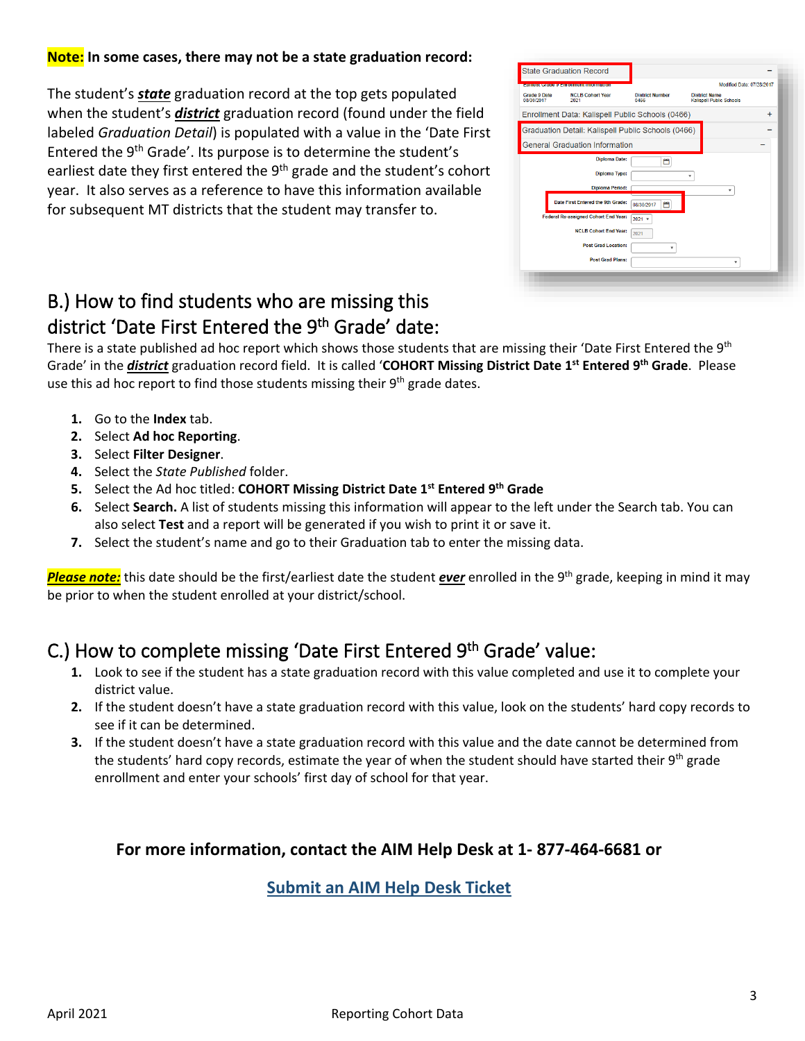**Note: In some cases, there may not be a state graduation record:**

The student's ***state*** graduation record at the top gets populated when the student's ***district*** graduation record (found under the field labeled *Graduation Detail*) is populated with a value in the 'Date First Entered the 9th Grade'. Its purpose is to determine the student's earliest date they first entered the 9th grade and the student's cohort year. It also serves as a reference to have this information available for subsequent MT districts that the student may transfer to.

## B.) How to find students who are missing this district 'Date First Entered the 9th Grade' date:

There is a state published ad hoc report which shows those students that are missing their 'Date First Entered the 9th Grade' in the ***district*** graduation record field. It is called '**COHORT Missing District Date 1st Entered 9th Grade**. Please use this ad hoc report to find those students missing their 9th grade dates.

1. Go to the **Index** tab.
2. Select **Ad hoc Reporting**.
3. Select **Filter Designer**.
4. Select the *State Published* folder.
5. Select the Ad hoc titled: **COHORT Missing District Date 1st Entered 9th Grade**
6. Select **Search.** A list of students missing this information will appear to the left under the Search tab. You can also select **Test** and a report will be generated if you wish to print it or save it.
7. Select the student's name and go to their Graduation tab to enter the missing data.

***Please note:*** this date should be the first/earliest date the student ***ever*** enrolled in the 9th grade, keeping in mind it may be prior to when the student enrolled at your district/school.

## C.) How to complete missing 'Date First Entered 9th Grade' value:

1. Look to see if the student has a state graduation record with this value completed and use it to complete your district value.
2. If the student doesn't have a state graduation record with this value, look on the students' hard copy records to see if it can be determined.
3. If the student doesn't have a state graduation record with this value and the date cannot be determined from the students' hard copy records, estimate the year of when the student should have started their 9th grade enrollment and enter your schools' first day of school for that year.

**For more information, contact the AIM Help Desk at 1- 877-464-6681 or**

**Submit an AIM Help Desk Ticket**